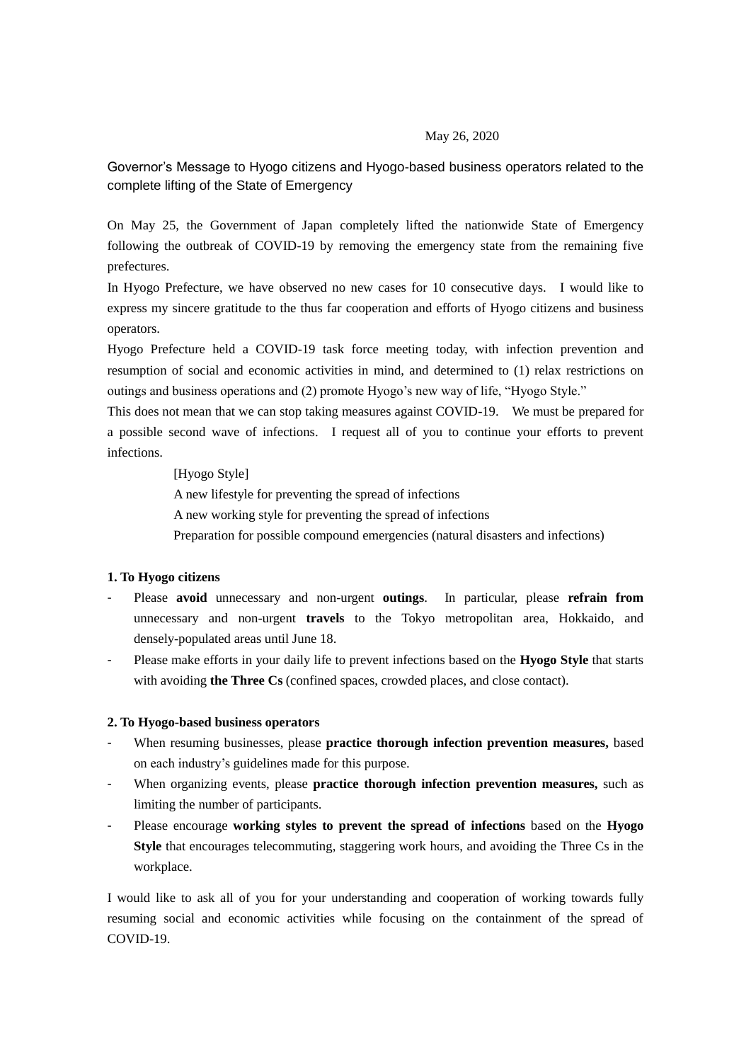May 26, 2020

## Governor's Message to Hyogo citizens and Hyogo-based business operators related to the complete lifting of the State of Emergency

On May 25, the Government of Japan completely lifted the nationwide State of Emergency following the outbreak of COVID-19 by removing the emergency state from the remaining five prefectures.

In Hyogo Prefecture, we have observed no new cases for 10 consecutive days. I would like to express my sincere gratitude to the thus far cooperation and efforts of Hyogo citizens and business operators.

Hyogo Prefecture held a COVID-19 task force meeting today, with infection prevention and resumption of social and economic activities in mind, and determined to (1) relax restrictions on outings and business operations and (2) promote Hyogo's new way of life, "Hyogo Style."

This does not mean that we can stop taking measures against COVID-19. We must be prepared for a possible second wave of infections. I request all of you to continue your efforts to prevent infections.

[Hyogo Style]
A new lifestyle for preventing the spread of infections
A new working style for preventing the spread of infections
Preparation for possible compound emergencies (natural disasters and infections)

### 1. To Hyogo citizens

- Please **avoid** unnecessary and non-urgent **outings**. In particular, please **refrain from** unnecessary and non-urgent **travels** to the Tokyo metropolitan area, Hokkaido, and densely-populated areas until June 18.
- Please make efforts in your daily life to prevent infections based on the **Hyogo Style** that starts with avoiding **the Three Cs** (confined spaces, crowded places, and close contact).

### 2. To Hyogo-based business operators

- When resuming businesses, please **practice thorough infection prevention measures,** based on each industry's guidelines made for this purpose.
- When organizing events, please **practice thorough infection prevention measures,** such as limiting the number of participants.
- Please encourage **working styles to prevent the spread of infections** based on the **Hyogo Style** that encourages telecommuting, staggering work hours, and avoiding the Three Cs in the workplace.

I would like to ask all of you for your understanding and cooperation of working towards fully resuming social and economic activities while focusing on the containment of the spread of COVID-19.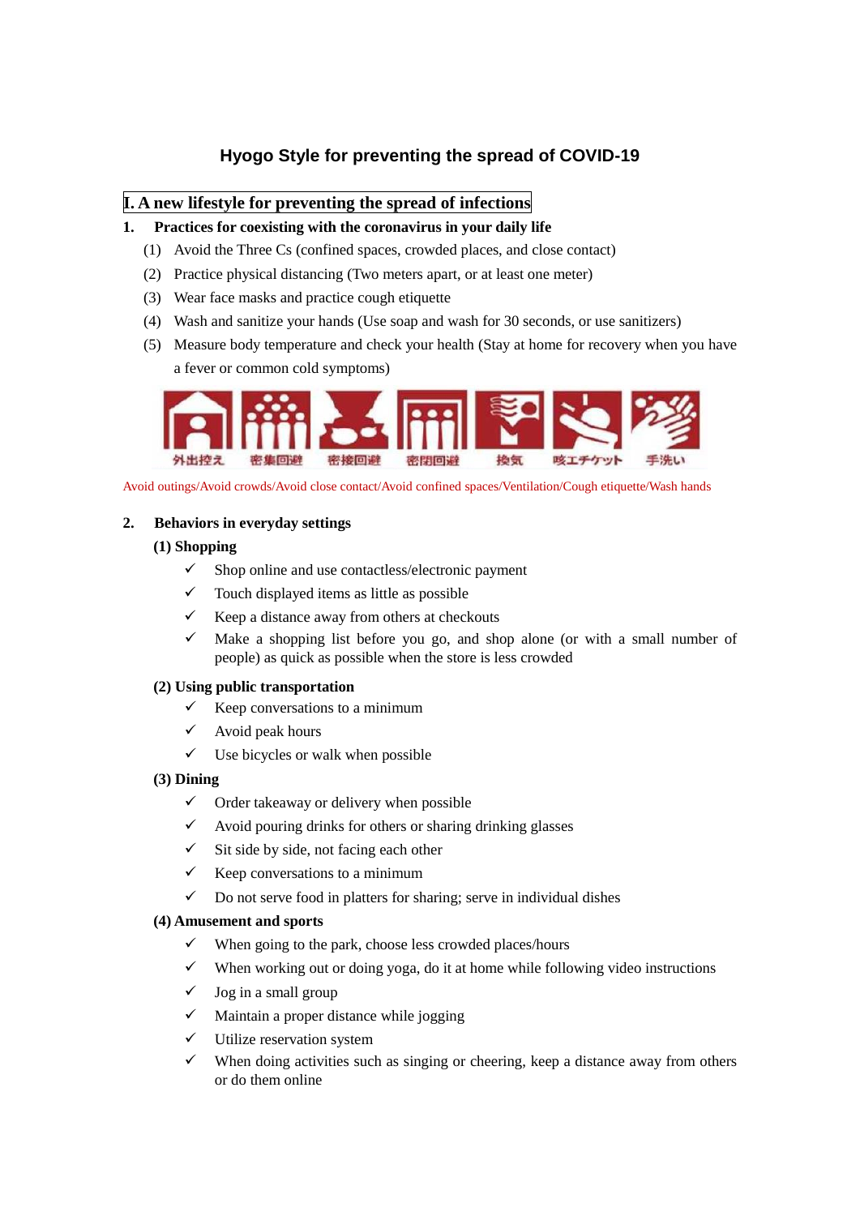# Hyogo Style for preventing the spread of COVID-19

## I. A new lifestyle for preventing the spread of infections

### 1. Practices for coexisting with the coronavirus in your daily life

(1) Avoid the Three Cs (confined spaces, crowded places, and close contact)

(2) Practice physical distancing (Two meters apart, or at least one meter)

(3) Wear face masks and practice cough etiquette

(4) Wash and sanitize your hands (Use soap and wash for 30 seconds, or use sanitizers)

(5) Measure body temperature and check your health (Stay at home for recovery when you have a fever or common cold symptoms)

外出控え　密集回避　密接回避　密閉回避　換気　咳エチケット　手洗い

Avoid outings/Avoid crowds/Avoid close contact/Avoid confined spaces/Ventilation/Cough etiquette/Wash hands

### 2. Behaviors in everyday settings

**(1) Shopping**

- ✓ Shop online and use contactless/electronic payment
- ✓ Touch displayed items as little as possible
- ✓ Keep a distance away from others at checkouts
- ✓ Make a shopping list before you go, and shop alone (or with a small number of people) as quick as possible when the store is less crowded

**(2) Using public transportation**

- ✓ Keep conversations to a minimum
- ✓ Avoid peak hours
- ✓ Use bicycles or walk when possible

**(3) Dining**

- ✓ Order takeaway or delivery when possible
- ✓ Avoid pouring drinks for others or sharing drinking glasses
- ✓ Sit side by side, not facing each other
- ✓ Keep conversations to a minimum
- ✓ Do not serve food in platters for sharing; serve in individual dishes

**(4) Amusement and sports**

- ✓ When going to the park, choose less crowded places/hours
- ✓ When working out or doing yoga, do it at home while following video instructions
- ✓ Jog in a small group
- ✓ Maintain a proper distance while jogging
- ✓ Utilize reservation system
- ✓ When doing activities such as singing or cheering, keep a distance away from others or do them online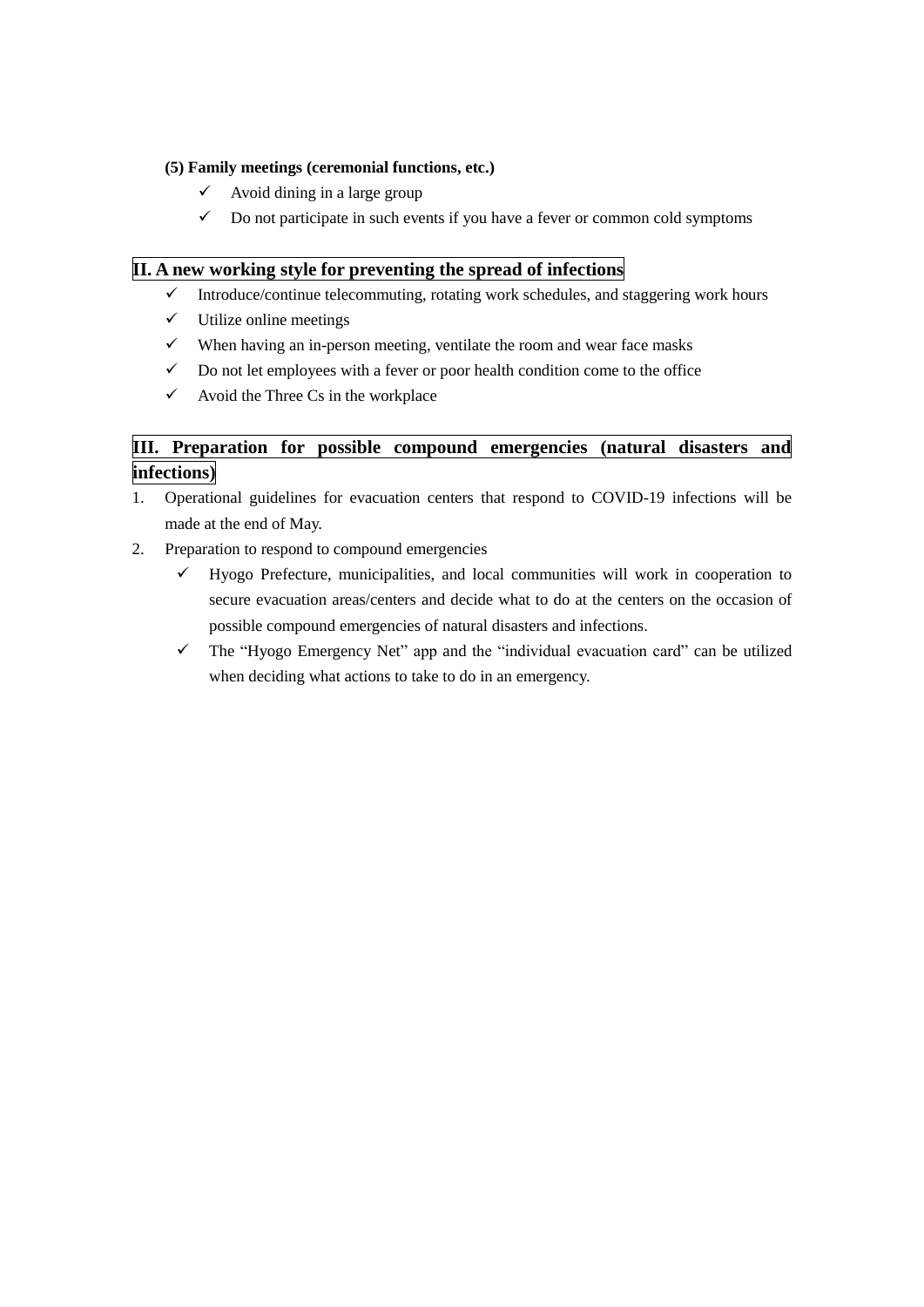**(5) Family meetings (ceremonial functions, etc.)**

- ✓ Avoid dining in a large group
- ✓ Do not participate in such events if you have a fever or common cold symptoms

## II. A new working style for preventing the spread of infections

- ✓ Introduce/continue telecommuting, rotating work schedules, and staggering work hours
- ✓ Utilize online meetings
- ✓ When having an in-person meeting, ventilate the room and wear face masks
- ✓ Do not let employees with a fever or poor health condition come to the office
- ✓ Avoid the Three Cs in the workplace

## III. Preparation for possible compound emergencies (natural disasters and infections)

1. Operational guidelines for evacuation centers that respond to COVID-19 infections will be made at the end of May.
2. Preparation to respond to compound emergencies
   - ✓ Hyogo Prefecture, municipalities, and local communities will work in cooperation to secure evacuation areas/centers and decide what to do at the centers on the occasion of possible compound emergencies of natural disasters and infections.
   - ✓ The “Hyogo Emergency Net” app and the “individual evacuation card” can be utilized when deciding what actions to take to do in an emergency.